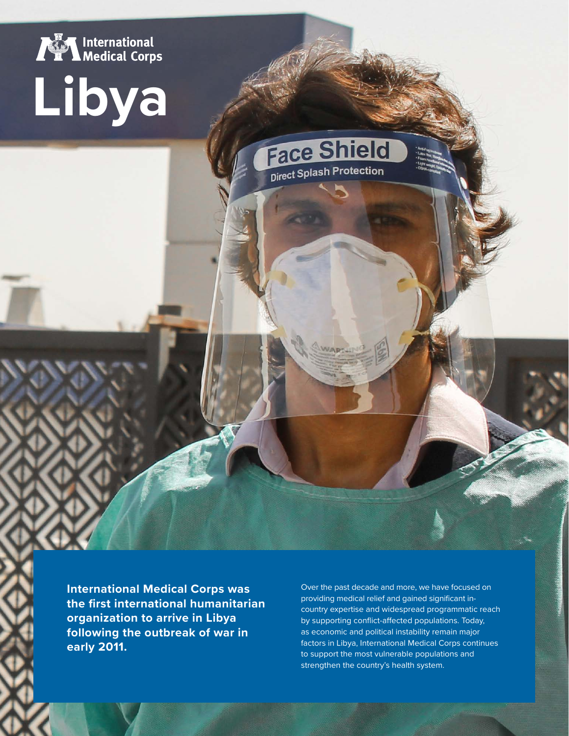International Medical Corps

# Libya

**International Medical Corps was the first international humanitarian organization to arrive in Libya following the outbreak of war in early 2011.**

Over the past decade and more, we have focused on providing medical relief and gained significant in-country expertise and widespread programmatic reach by supporting conflict-affected populations. Today, as economic and political instability remain major factors in Libya, International Medical Corps continues to support the most vulnerable populations and strengthen the country's health system.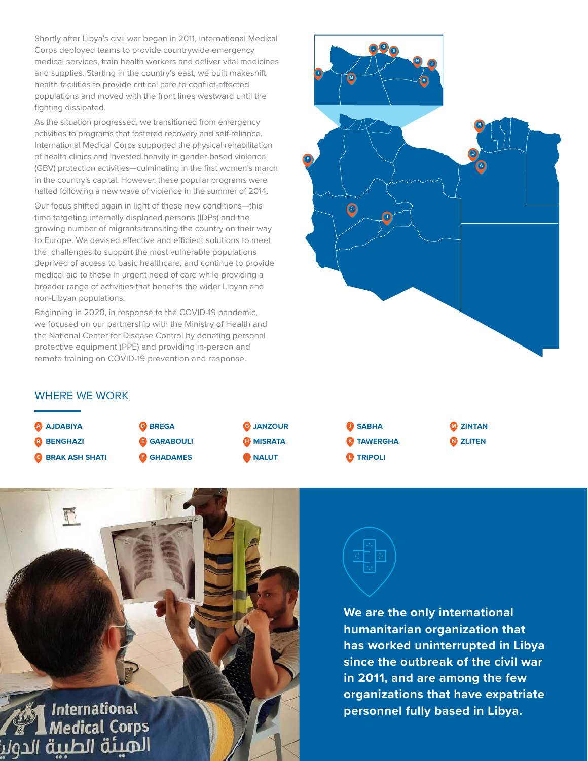Shortly after Libya's civil war began in 2011, International Medical Corps deployed teams to provide countrywide emergency medical services, train health workers and deliver vital medicines and supplies. Starting in the country's east, we built makeshift health facilities to provide critical care to conflict-affected populations and moved with the front lines westward until the fighting dissipated.

As the situation progressed, we transitioned from emergency activities to programs that fostered recovery and self-reliance. International Medical Corps supported the physical rehabilitation of health clinics and invested heavily in gender-based violence (GBV) protection activities—culminating in the first women's march in the country's capital. However, these popular programs were halted following a new wave of violence in the summer of 2014.

Our focus shifted again in light of these new conditions—this time targeting internally displaced persons (IDPs) and the growing number of migrants transiting the country on their way to Europe. We devised effective and efficient solutions to meet the challenges to support the most vulnerable populations deprived of access to basic healthcare, and continue to provide medical aid to those in urgent need of care while providing a broader range of activities that benefits the wider Libyan and non-Libyan populations.

Beginning in 2020, in response to the COVID-19 pandemic, we focused on our partnership with the Ministry of Health and the National Center for Disease Control by donating personal protective equipment (PPE) and providing in-person and remote training on COVID-19 prevention and response.

## WHERE WE WORK

- A AJDABIYA
- B BENGHAZI
- C BRAK ASH SHATI
- D BREGA
- E GARABOULI
- F GHADAMES
- G JANZOUR
- H MISRATA
- I NALUT
- J SABHA
- K TAWERGHA
- L TRIPOLI
- M ZINTAN
- N ZLITEN

**We are the only international humanitarian organization that has worked uninterrupted in Libya since the outbreak of the civil war in 2011, and are among the few organizations that have expatriate personnel fully based in Libya.**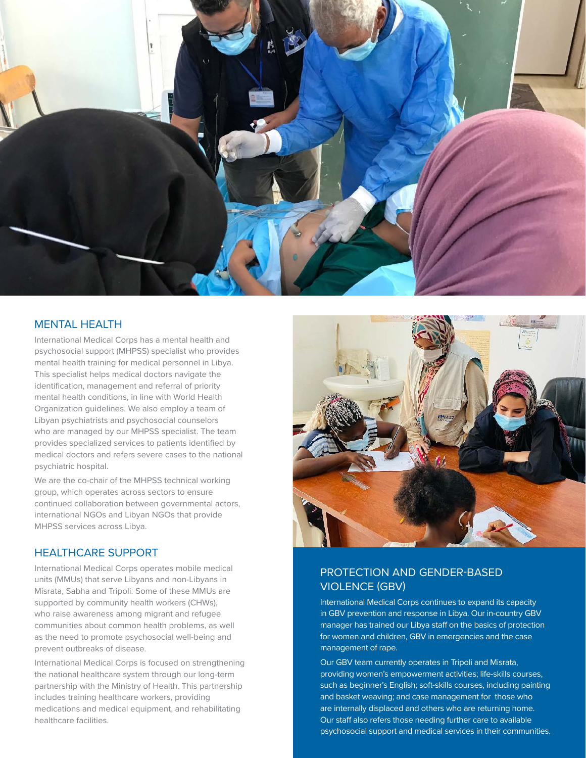## MENTAL HEALTH

International Medical Corps has a mental health and psychosocial support (MHPSS) specialist who provides mental health training for medical personnel in Libya. This specialist helps medical doctors navigate the identification, management and referral of priority mental health conditions, in line with World Health Organization guidelines. We also employ a team of Libyan psychiatrists and psychosocial counselors who are managed by our MHPSS specialist. The team provides specialized services to patients identified by medical doctors and refers severe cases to the national psychiatric hospital.

We are the co-chair of the MHPSS technical working group, which operates across sectors to ensure continued collaboration between governmental actors, international NGOs and Libyan NGOs that provide MHPSS services across Libya.

## HEALTHCARE SUPPORT

International Medical Corps operates mobile medical units (MMUs) that serve Libyans and non-Libyans in Misrata, Sabha and Tripoli. Some of these MMUs are supported by community health workers (CHWs), who raise awareness among migrant and refugee communities about common health problems, as well as the need to promote psychosocial well-being and prevent outbreaks of disease.

International Medical Corps is focused on strengthening the national healthcare system through our long-term partnership with the Ministry of Health. This partnership includes training healthcare workers, providing medications and medical equipment, and rehabilitating healthcare facilities.

## PROTECTION AND GENDER-BASED VIOLENCE (GBV)

International Medical Corps continues to expand its capacity in GBV prevention and response in Libya. Our in-country GBV manager has trained our Libya staff on the basics of protection for women and children, GBV in emergencies and the case management of rape.

Our GBV team currently operates in Tripoli and Misrata, providing women's empowerment activities; life-skills courses, such as beginner's English; soft-skills courses, including painting and basket weaving; and case management for those who are internally displaced and others who are returning home. Our staff also refers those needing further care to available psychosocial support and medical services in their communities.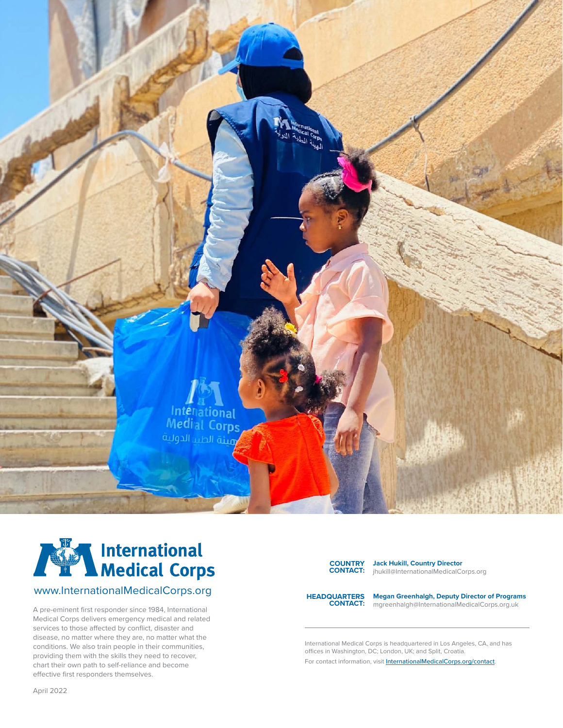International Medical Corps

www.InternationalMedicalCorps.org

A pre-eminent first responder since 1984, International Medical Corps delivers emergency medical and related services to those affected by conflict, disaster and disease, no matter where they are, no matter what the conditions. We also train people in their communities, providing them with the skills they need to recover, chart their own path to self-reliance and become effective first responders themselves.

**COUNTRY CONTACT:** **Jack Hukill, Country Director**
jhukill@InternationalMedicalCorps.org

**HEADQUARTERS CONTACT:** **Megan Greenhalgh, Deputy Director of Programs**
mgreenhalgh@InternationalMedicalCorps.org.uk

International Medical Corps is headquartered in Los Angeles, CA, and has offices in Washington, DC; London, UK; and Split, Croatia.

For contact information, visit InternationalMedicalCorps.org/contact.

April 2022